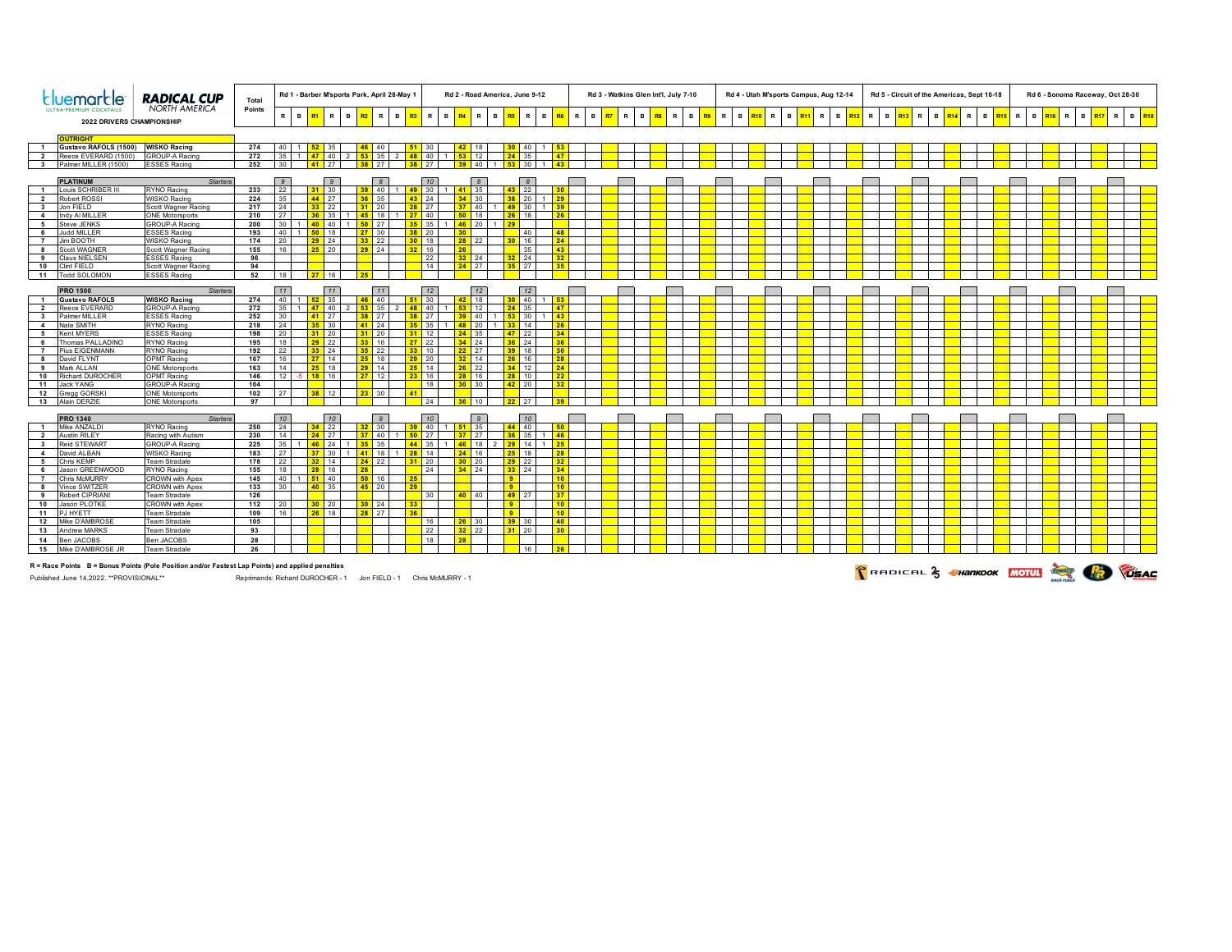# bluemarble ULTRA-PREMIUM COCKTAILS — RADICAL CUP NORTH AMERICA

## 2022 DRIVERS CHAMPIONSHIP

Rd 3 (Watkins Glen Int'l, July 7-10), Rd 4 (Utah M'sports Campus, Aug 12-14), Rd 5 (Circuit of the Americas, Sept 16-18) and Rd 6 (Sonoma Raceway, Oct 28-30) each have columns R, B, R7–R18, all empty on this page, so they are shown here as one column per round.

### OUTRIGHT

| Pos | Driver | Team | Total Points | Rd 1 - Barber M'sports Park, April 28-May 1 | | | | | | | | | Rd 2 - Road America, June 9-12 | | | | | | | | | Rd 3 - Watkins Glen Int'l, July 7-10 | Rd 4 - Utah M'sports Campus, Aug 12-14 | Rd 5 - Circuit of the Americas, Sept 16-18 | Rd 6 - Sonoma Raceway, Oct 28-30 |
|---|---|---|---|---|---|---|---|---|---|---|---|---|---|---|---|---|---|---|---|---|---|---|---|---|---|
| | | | | R | B | R1 | R | B | R2 | R | B | R3 | R | B | R4 | R | B | R5 | R | B | R6 | R7–R9 | R10–R12 | R13–R15 | R16–R18 |
| 1 | Gustavo RAFOLS (1500) | WISKO Racing | 274 | 40 | 1 | 52 | 35 | | 46 | 40 | | 51 | 30 | | 42 | 18 | | 30 | 40 | 1 | 53 | | | | |
| 2 | Reece EVERARD (1500) | GROUP-A Racing | 272 | 35 | 1 | 47 | 40 | 2 | 53 | 35 | 2 | 48 | 40 | 1 | 53 | 12 | | 24 | 35 | | 47 | | | | |
| 3 | Palmer MILLER (1500) | ESSES Racing | 252 | 30 | | 41 | 27 | | 38 | 27 | | 38 | 27 | | 39 | 40 | 1 | 53 | 30 | 1 | 43 | | | | |

### PLATINUM

| Pos | Driver | Team | Total Points | R | B | R1 | R | B | R2 | R | B | R3 | R | B | R4 | R | B | R5 | R | B | R6 | R7–R9 | R10–R12 | R13–R15 | R16–R18 |
|---|---|---|---|---|---|---|---|---|---|---|---|---|---|---|---|---|---|---|---|---|---|---|---|---|---|
| | | *Starters* | | *9* | | | *9* | | | *8* | | | *10* | | | *8* | | | *8* | | | | | | |
| 1 | Louis SCHRIBER III | RYNO Racing | 233 | 22 | | 31 | 30 | | 39 | 40 | 1 | 49 | 30 | 1 | 41 | 35 | | 43 | 22 | | 30 | | | | |
| 2 | Robert ROSSI | WISKO Racing | 224 | 35 | | 44 | 27 | | 36 | 35 | | 43 | 24 | | 34 | 30 | | 38 | 20 | 1 | 29 | | | | |
| 3 | Jon FIELD | Scott Wagner Racing | 217 | 24 | | 33 | 22 | | 31 | 20 | | 28 | 27 | | 37 | 40 | 1 | 49 | 30 | 1 | 39 | | | | |
| 4 | Indy AI MILLER | ONE Motorsports | 210 | 27 | | 36 | 35 | 1 | 45 | 18 | 1 | 27 | 40 | | 50 | 18 | | 26 | 18 | | 26 | | | | |
| 5 | Steve JENKS | GROUP-A Racing | 200 | 30 | 1 | 40 | 40 | 1 | 50 | 27 | | 35 | 35 | 1 | 46 | 20 | 1 | 29 | | | | | | | |
| 6 | Judd MILLER | ESSES Racing | 193 | 40 | 1 | 50 | 18 | | 27 | 30 | | 38 | 20 | | 30 | | | | 40 | | 48 | | | | |
| 7 | Jim BOOTH | WISKO Racing | 174 | 20 | | 29 | 24 | | 33 | 22 | | 30 | 18 | | 28 | 22 | | 30 | 16 | | 24 | | | | |
| 8 | Scott WAGNER | Scott Wagner Racing | 155 | 16 | | 25 | 20 | | 29 | 24 | | 32 | 16 | | 26 | | | | 35 | | 43 | | | | |
| 9 | Claus NIELSEN | ESSES Racing | 96 | | | | | | | | | | 22 | | 32 | 24 | | 32 | 24 | | 32 | | | | |
| 10 | Clint FIELD | Scott Wagner Racing | 94 | | | | | | | | | | 14 | | 24 | 27 | | 35 | 27 | | 35 | | | | |
| 11 | Todd SOLOMON | ESSES Racing | 52 | 18 | | 27 | 16 | | 25 | | | | | | | | | | | | | | | | |

### PRO 1500

| Pos | Driver | Team | Total Points | R | B | R1 | R | B | R2 | R | B | R3 | R | B | R4 | R | B | R5 | R | B | R6 | R7–R9 | R10–R12 | R13–R15 | R16–R18 |
|---|---|---|---|---|---|---|---|---|---|---|---|---|---|---|---|---|---|---|---|---|---|---|---|---|---|
| | | *Starters* | | *11* | | | *11* | | | *11* | | | *12* | | | *12* | | | *12* | | | | | | |
| 1 | Gustavo RAFOLS | WISKO Racing | 274 | 40 | 1 | 52 | 35 | | 46 | 40 | | 51 | 30 | | 42 | 18 | | 30 | 40 | 1 | 53 | | | | |
| 2 | Reece EVERARD | GROUP-A Racing | 272 | 35 | 1 | 47 | 40 | 2 | 53 | 35 | 2 | 48 | 40 | 1 | 53 | 12 | | 24 | 35 | | 47 | | | | |
| 3 | Palmer MILLER | ESSES Racing | 252 | 30 | | 41 | 27 | | 38 | 27 | | 38 | 27 | | 39 | 40 | 1 | 53 | 30 | 1 | 43 | | | | |
| 4 | Nate SMITH | RYNO Racing | 218 | 24 | | 35 | 30 | | 41 | 24 | | 35 | 35 | 1 | 48 | 20 | 1 | 33 | 14 | | 26 | | | | |
| 5 | Kent MYERS | ESSES Racing | 198 | 20 | | 31 | 20 | | 31 | 20 | | 31 | 12 | | 24 | 35 | | 47 | 22 | | 34 | | | | |
| 6 | Thomas PALLADINO | RYNO Racing | 195 | 18 | | 29 | 22 | | 33 | 16 | | 27 | 22 | | 34 | 24 | | 36 | 24 | | 36 | | | | |
| 7 | Pius EIGENMANN | RYNO Racing | 192 | 22 | | 33 | 24 | | 35 | 22 | | 33 | 10 | | 22 | 27 | | 39 | 18 | | 30 | | | | |
| 8 | David FLYNT | OPMT Racing | 167 | 16 | | 27 | 14 | | 25 | 18 | | 29 | 20 | | 32 | 14 | | 26 | 16 | | 28 | | | | |
| 9 | Mark ALLAN | ONE Motorsports | 163 | 14 | | 25 | 18 | | 29 | 14 | | 25 | 14 | | 26 | 22 | | 34 | 12 | | 24 | | | | |
| 10 | Richard DUROCHER | OPMT Racing | 146 | 12 | -5 | 18 | 16 | | 27 | 12 | | 23 | 16 | | 28 | 16 | | 28 | 10 | | 22 | | | | |
| 11 | Jack YANG | GROUP-A Racing | 104 | | | | | | | | | | 18 | | 30 | 30 | | 42 | 20 | | 32 | | | | |
| 12 | Gregg GORSKI | ONE Motorsports | 102 | 27 | | 38 | 12 | | 23 | 30 | | 41 | | | | | | | | | | | | | |
| 13 | Alain DERZIE | ONE Motorsports | 97 | | | | | | | | | | 24 | | 36 | 10 | | 22 | 27 | | 39 | | | | |

### PRO 1340

| Pos | Driver | Team | Total Points | R | B | R1 | R | B | R2 | R | B | R3 | R | B | R4 | R | B | R5 | R | B | R6 | R7–R9 | R10–R12 | R13–R15 | R16–R18 |
|---|---|---|---|---|---|---|---|---|---|---|---|---|---|---|---|---|---|---|---|---|---|---|---|---|---|
| | | *Starters* | | *10* | | | *10* | | | *9* | | | *10* | | | *9* | | | *10* | | | | | | |
| 1 | Mike ANZALDI | RYNO Racing | 250 | 24 | | 34 | 22 | | 32 | 30 | | 39 | 40 | 1 | 51 | 35 | | 44 | 40 | | 50 | | | | |
| 2 | Austin RILEY | Racing with Autism | 230 | 14 | | 24 | 27 | | 37 | 40 | 1 | 50 | 27 | | 37 | 27 | | 36 | 35 | 1 | 46 | | | | |
| 3 | Reid STEWART | GROUP-A Racing | 225 | 35 | 1 | 46 | 24 | 1 | 35 | 35 | | 44 | 35 | 1 | 46 | 18 | 2 | 29 | 14 | 1 | 25 | | | | |
| 4 | David ALBAN | WISKO Racing | 183 | 27 | | 37 | 30 | 1 | 41 | 18 | 1 | 28 | 14 | | 24 | 16 | | 25 | 18 | | 28 | | | | |
| 5 | Chris KEMP | Team Stradale | 178 | 22 | | 32 | 14 | | 24 | 22 | | 31 | 20 | | 30 | 20 | | 29 | 22 | | 32 | | | | |
| 6 | Jason GREENWOOD | RYNO Racing | 155 | 18 | | 28 | 16 | | 26 | | | | 24 | | 34 | 24 | | 33 | 24 | | 34 | | | | |
| 7 | Chris McMURRY | CROWN with Apex | 145 | 40 | 1 | 51 | 40 | | 50 | 16 | | 25 | | | | | | 9 | | | 10 | | | | |
| 8 | Vince SWITZER | CROWN with Apex | 133 | 30 | | 40 | 35 | | 45 | 20 | | 29 | | | | | | 9 | | | 10 | | | | |
| 9 | Robert CIPRIANI | Team Stradale | 126 | | | | | | | | | | 30 | | 40 | 40 | | 49 | 27 | | 37 | | | | |
| 10 | Jason PLOTKE | CROWN with Apex | 112 | 20 | | 30 | 20 | | 30 | 24 | | 33 | | | | | | 9 | | | 10 | | | | |
| 11 | PJ HYETT | Team Stradale | 109 | 16 | | 26 | 18 | | 28 | 27 | | 36 | | | | | | 9 | | | 10 | | | | |
| 12 | Mike D'AMBROSE | Team Stradale | 105 | | | | | | | | | | 16 | | 26 | 30 | | 39 | 30 | | 40 | | | | |
| 13 | Andrew MARKS | Team Stradale | 93 | | | | | | | | | | 22 | | 32 | 22 | | 31 | 20 | | 30 | | | | |
| 14 | Ben JACOBS | Ben JACOBS | 28 | | | | | | | | | | 18 | | 28 | | | | | | | | | | |
| 15 | Mike D'AMBROSE JR | Team Stradale | 26 | | | | | | | | | | | | | | | | 16 | | 26 | | | | |

**R = Race Points B = Bonus Points (Pole Position and/or Fastest Lap Points) and applied penalties**

Published June 14,2022. **PROVISIONAL**

Reprimands: Richard DUROCHER - 1 Jon FIELD - 1 Chris McMURRY - 1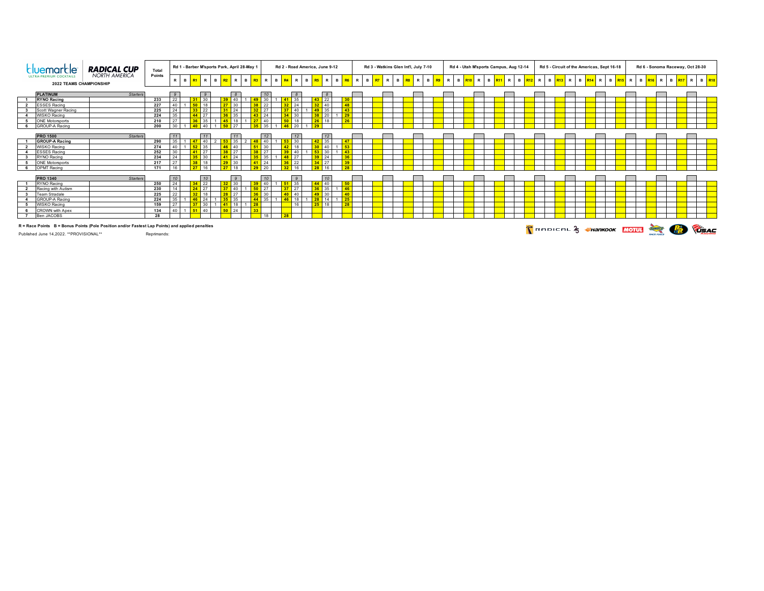# RADICAL CUP NORTH AMERICA

## 2022 TEAMS CHAMPIONSHIP

| | 2022 TEAMS CHAMPIONSHIP | Total Points | Rd 1 - Barber M'sports Park, April 28-May 1 | | | | | | | | | Rd 2 - Road America, June 9-12 | | | | | | | | | Rd 3 - Watkins Glen Int'l, July 7-10 | | | | | | | | | Rd 4 - Utah M'sports Campus, Aug 12-14 | | | | | | | | | Rd 5 - Circuit of the Americas, Sept 16-18 | | | | | | | | | Rd 6 - Sonoma Raceway, Oct 28-30 | | | | | | | | |
|---|---|---|---|---|---|---|---|---|---|---|---|---|---|---|---|---|---|---|---|---|---|---|---|---|---|---|---|---|---|---|---|---|---|---|---|---|---|---|---|---|---|---|---|---|---|---|---|---|---|---|---|---|---|---|---|---|
| | | | R | B | R1 | R | B | R2 | R | B | R3 | R | B | R4 | R | B | R5 | R | B | R6 | R | B | R7 | R | B | R8 | R | B | R9 | R | B | R10 | R | B | R11 | R | B | R12 | R | B | R13 | R | B | R14 | R | B | R15 | R | B | R16 | R | B | R17 | R | B | R18 |
| | **PLATINUM** | *Starters* | 9 | | | 9 | | | 8 | | | 10 | | | 8 | | | 8 | | | | | | | | | | | | | | | | | | | | | | | | | | | | | | | | | | | | | |
| 1 | **RYNO Racing** | 233 | 22 | | 31 | 30 | | 39 | 40 | 1 | 49 | 30 | 1 | 41 | 35 | | 43 | 22 | | 30 | | | | | | | | | | | | | | | | | | | | | | | | | | | | | | | | | | | |
| 2 | ESSES Racing | 227 | 40 | 1 | 50 | 18 | | 27 | 30 | | 38 | 22 | | 32 | 24 | | 32 | 40 | | 48 | | | | | | | | | | | | | | | | | | | | | | | | | | | | | | | | | | | |
| 3 | Scott Wagner Racing | 225 | 24 | | 33 | 22 | | 31 | 24 | | 32 | 27 | | 37 | 40 | 1 | 49 | 35 | | 43 | | | | | | | | | | | | | | | | | | | | | | | | | | | | | | | | | | | |
| 4 | WISKO Racing | 224 | 35 | | 44 | 27 | | 36 | 35 | | 43 | 24 | | 34 | 30 | | 38 | 20 | 1 | 29 | | | | | | | | | | | | | | | | | | | | | | | | | | | | | | | | | | | |
| 5 | ONE Motorsports | 210 | 27 | | 36 | 35 | 1 | 45 | 18 | 1 | 27 | 40 | | 50 | 18 | | 26 | 18 | | 26 | | | | | | | | | | | | | | | | | | | | | | | | | | | | | | | | | | | |
| 6 | GROUP-A Racing | 200 | 30 | 1 | 40 | 40 | 1 | 50 | 27 | | 35 | 35 | 1 | 46 | 20 | 1 | 29 | | | | | | | | | | | | | | | | | | | | | | | | | | | | | | | | | | | | | | |
| | **PRO 1500** | *Starters* | 11 | | | 11 | | | 11 | | | 12 | | | 12 | | | 12 | | | | | | | | | | | | | | | | | | | | | | | | | | | | | | | | | | | | | |
| 1 | **GROUP-A Racing** | 290 | 35 | 1 | 47 | 40 | 2 | 53 | 35 | 2 | 48 | 40 | 1 | 53 | 30 | | 42 | 35 | | 47 | | | | | | | | | | | | | | | | | | | | | | | | | | | | | | | | | | | |
| 2 | WISKO Racing | 274 | 40 | 1 | 52 | 35 | | 46 | 40 | | 51 | 30 | | 42 | 18 | | 30 | 40 | 1 | 53 | | | | | | | | | | | | | | | | | | | | | | | | | | | | | | | | | | | |
| 4 | ESSES Racing | 252 | 30 | | 41 | 27 | | 38 | 27 | | 38 | 27 | | 39 | 40 | 1 | 53 | 30 | 1 | 43 | | | | | | | | | | | | | | | | | | | | | | | | | | | | | | | | | | | |
| 3 | RYNO Racing | 234 | 24 | | 35 | 30 | | 41 | 24 | | 35 | 35 | 1 | 48 | 27 | | 39 | 24 | | 36 | | | | | | | | | | | | | | | | | | | | | | | | | | | | | | | | | | | |
| 5 | ONE Motorsports | 217 | 27 | | 38 | 18 | | 29 | 30 | | 41 | 24 | | 36 | 22 | | 34 | 27 | | 39 | | | | | | | | | | | | | | | | | | | | | | | | | | | | | | | | | | | |
| 6 | OPMT Racing | 171 | 16 | | 27 | 16 | | 27 | 18 | | 29 | 20 | | 32 | 16 | | 28 | 16 | | 28 | | | | | | | | | | | | | | | | | | | | | | | | | | | | | | | | | | | |
| | **PRO 1340** | *Starters* | 10 | | | 10 | | | 9 | | | 10 | | | 9 | | | 10 | | | | | | | | | | | | | | | | | | | | | | | | | | | | | | | | | | | | | |
| 1 | RYNO Racing | 250 | 24 | | 34 | 22 | | 32 | 30 | | 39 | 40 | 1 | 51 | 35 | | 44 | 40 | | 50 | | | | | | | | | | | | | | | | | | | | | | | | | | | | | | | | | | | |
| 2 | Racing with Autism | 230 | 14 | | 24 | 27 | | 37 | 40 | 1 | 50 | 27 | | 37 | 27 | | 36 | 35 | 1 | 46 | | | | | | | | | | | | | | | | | | | | | | | | | | | | | | | | | | | |
| 3 | Team Stradale | 225 | 22 | | 32 | 18 | | 28 | 27 | | 36 | 30 | | 40 | 40 | | 49 | 30 | | 40 | | | | | | | | | | | | | | | | | | | | | | | | | | | | | | | | | | | |
| 4 | GROUP-A Racing | 224 | 35 | 1 | 46 | 24 | 1 | 35 | 35 | | 44 | 35 | 1 | 46 | 18 | 1 | 28 | 14 | 1 | 25 | | | | | | | | | | | | | | | | | | | | | | | | | | | | | | | | | | | |
| 5 | WISKO Racing | 159 | 27 | | 37 | 30 | 1 | 41 | 18 | 1 | 28 | | | | 16 | | 25 | 18 | | 28 | | | | | | | | | | | | | | | | | | | | | | | | | | | | | | | | | | | |
| 6 | CROWN with Apex | 134 | 40 | 1 | 51 | 40 | | 50 | 24 | | 33 | | | | | | | | | | | | | | | | | | | | | | | | | | | | | | | | | | | | | | | | | | | | |
| 7 | Ben JACOBS | 28 | | | | | | | | | | 18 | | 28 | | | | | | | | | | | | | | | | | | | | | | | | | | | | | | | | | | | | | | | | | |

**R = Race Points B = Bonus Points (Pole Position and/or Fastest Lap Points) and applied penalties**

Published June 14,2022. **PROVISIONAL**

Reprimands: